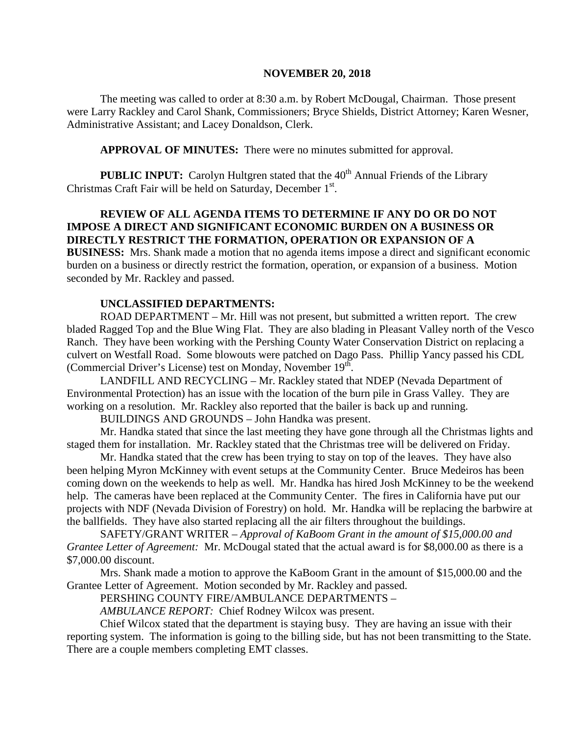**NOVEMBER 20, 2018**

The meeting was called to order at 8:30 a.m. by Robert McDougal, Chairman. Those present were Larry Rackley and Carol Shank, Commissioners; Bryce Shields, District Attorney; Karen Wesner, Administrative Assistant; and Lacey Donaldson, Clerk.

**APPROVAL OF MINUTES:** There were no minutes submitted for approval.

**PUBLIC INPUT:** Carolyn Hultgren stated that the 40th Annual Friends of the Library Christmas Craft Fair will be held on Saturday, December 1st.

**REVIEW OF ALL AGENDA ITEMS TO DETERMINE IF ANY DO OR DO NOT IMPOSE A DIRECT AND SIGNIFICANT ECONOMIC BURDEN ON A BUSINESS OR DIRECTLY RESTRICT THE FORMATION, OPERATION OR EXPANSION OF A BUSINESS:** Mrs. Shank made a motion that no agenda items impose a direct and significant economic burden on a business or directly restrict the formation, operation, or expansion of a business. Motion seconded by Mr. Rackley and passed.

**UNCLASSIFIED DEPARTMENTS:**

ROAD DEPARTMENT – Mr. Hill was not present, but submitted a written report. The crew bladed Ragged Top and the Blue Wing Flat. They are also blading in Pleasant Valley north of the Vesco Ranch. They have been working with the Pershing County Water Conservation District on replacing a culvert on Westfall Road. Some blowouts were patched on Dago Pass. Phillip Yancy passed his CDL (Commercial Driver's License) test on Monday, November 19th.

LANDFILL AND RECYCLING – Mr. Rackley stated that NDEP (Nevada Department of Environmental Protection) has an issue with the location of the burn pile in Grass Valley. They are working on a resolution. Mr. Rackley also reported that the bailer is back up and running.

BUILDINGS AND GROUNDS – John Handka was present.

Mr. Handka stated that since the last meeting they have gone through all the Christmas lights and staged them for installation. Mr. Rackley stated that the Christmas tree will be delivered on Friday.

Mr. Handka stated that the crew has been trying to stay on top of the leaves. They have also been helping Myron McKinney with event setups at the Community Center. Bruce Medeiros has been coming down on the weekends to help as well. Mr. Handka has hired Josh McKinney to be the weekend help. The cameras have been replaced at the Community Center. The fires in California have put our projects with NDF (Nevada Division of Forestry) on hold. Mr. Handka will be replacing the barbwire at the ballfields. They have also started replacing all the air filters throughout the buildings.

SAFETY/GRANT WRITER – *Approval of KaBoom Grant in the amount of $15,000.00 and Grantee Letter of Agreement:* Mr. McDougal stated that the actual award is for $8,000.00 as there is a $7,000.00 discount.

Mrs. Shank made a motion to approve the KaBoom Grant in the amount of $15,000.00 and the Grantee Letter of Agreement. Motion seconded by Mr. Rackley and passed.

PERSHING COUNTY FIRE/AMBULANCE DEPARTMENTS –

*AMBULANCE REPORT:* Chief Rodney Wilcox was present.

Chief Wilcox stated that the department is staying busy. They are having an issue with their reporting system. The information is going to the billing side, but has not been transmitting to the State. There are a couple members completing EMT classes.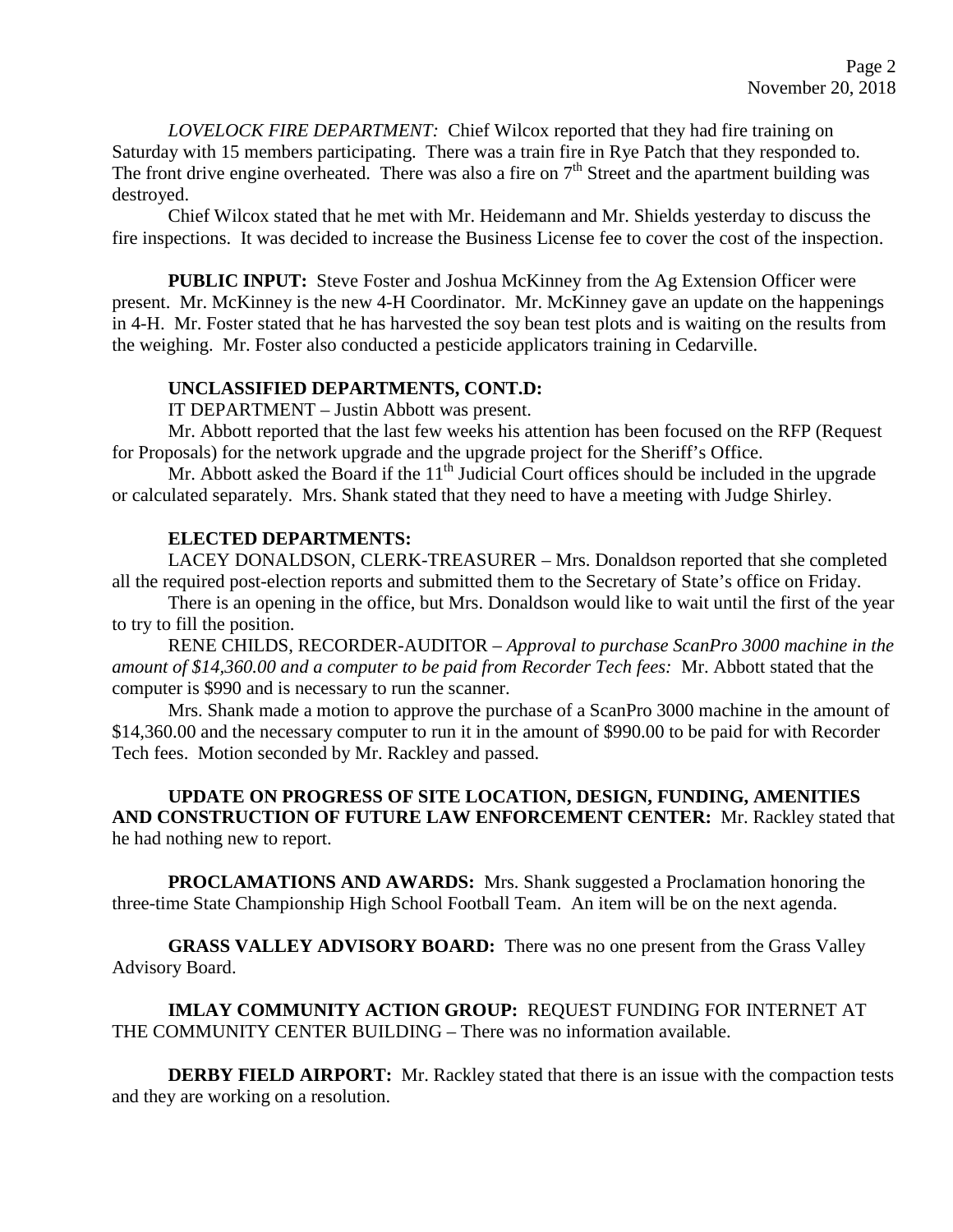*LOVELOCK FIRE DEPARTMENT:* Chief Wilcox reported that they had fire training on Saturday with 15 members participating. There was a train fire in Rye Patch that they responded to. The front drive engine overheated. There was also a fire on 7th Street and the apartment building was destroyed.

Chief Wilcox stated that he met with Mr. Heidemann and Mr. Shields yesterday to discuss the fire inspections. It was decided to increase the Business License fee to cover the cost of the inspection.

**PUBLIC INPUT:** Steve Foster and Joshua McKinney from the Ag Extension Officer were present. Mr. McKinney is the new 4-H Coordinator. Mr. McKinney gave an update on the happenings in 4-H. Mr. Foster stated that he has harvested the soy bean test plots and is waiting on the results from the weighing. Mr. Foster also conducted a pesticide applicators training in Cedarville.

**UNCLASSIFIED DEPARTMENTS, CONT.D:**

IT DEPARTMENT – Justin Abbott was present.

Mr. Abbott reported that the last few weeks his attention has been focused on the RFP (Request for Proposals) for the network upgrade and the upgrade project for the Sheriff's Office.

Mr. Abbott asked the Board if the 11th Judicial Court offices should be included in the upgrade or calculated separately. Mrs. Shank stated that they need to have a meeting with Judge Shirley.

**ELECTED DEPARTMENTS:**

LACEY DONALDSON, CLERK-TREASURER – Mrs. Donaldson reported that she completed all the required post-election reports and submitted them to the Secretary of State's office on Friday.

There is an opening in the office, but Mrs. Donaldson would like to wait until the first of the year to try to fill the position.

RENE CHILDS, RECORDER-AUDITOR – *Approval to purchase ScanPro 3000 machine in the amount of $14,360.00 and a computer to be paid from Recorder Tech fees:* Mr. Abbott stated that the computer is $990 and is necessary to run the scanner.

Mrs. Shank made a motion to approve the purchase of a ScanPro 3000 machine in the amount of $14,360.00 and the necessary computer to run it in the amount of $990.00 to be paid for with Recorder Tech fees. Motion seconded by Mr. Rackley and passed.

**UPDATE ON PROGRESS OF SITE LOCATION, DESIGN, FUNDING, AMENITIES AND CONSTRUCTION OF FUTURE LAW ENFORCEMENT CENTER:** Mr. Rackley stated that he had nothing new to report.

**PROCLAMATIONS AND AWARDS:** Mrs. Shank suggested a Proclamation honoring the three-time State Championship High School Football Team. An item will be on the next agenda.

**GRASS VALLEY ADVISORY BOARD:** There was no one present from the Grass Valley Advisory Board.

**IMLAY COMMUNITY ACTION GROUP:** REQUEST FUNDING FOR INTERNET AT THE COMMUNITY CENTER BUILDING – There was no information available.

**DERBY FIELD AIRPORT:** Mr. Rackley stated that there is an issue with the compaction tests and they are working on a resolution.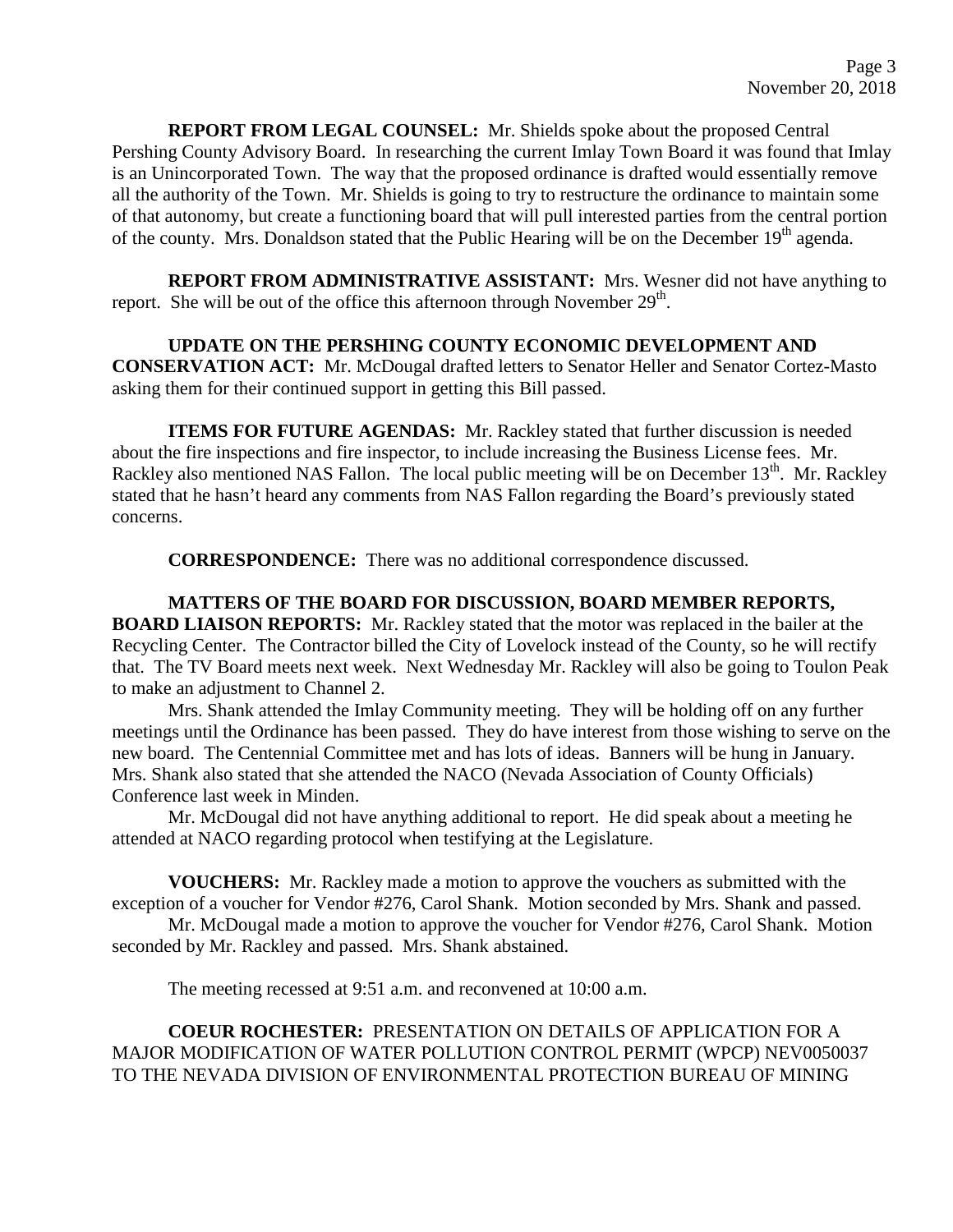**REPORT FROM LEGAL COUNSEL:** Mr. Shields spoke about the proposed Central Pershing County Advisory Board. In researching the current Imlay Town Board it was found that Imlay is an Unincorporated Town. The way that the proposed ordinance is drafted would essentially remove all the authority of the Town. Mr. Shields is going to try to restructure the ordinance to maintain some of that autonomy, but create a functioning board that will pull interested parties from the central portion of the county. Mrs. Donaldson stated that the Public Hearing will be on the December 19th agenda.

**REPORT FROM ADMINISTRATIVE ASSISTANT:** Mrs. Wesner did not have anything to report. She will be out of the office this afternoon through November 29th.

**UPDATE ON THE PERSHING COUNTY ECONOMIC DEVELOPMENT AND CONSERVATION ACT:** Mr. McDougal drafted letters to Senator Heller and Senator Cortez-Masto asking them for their continued support in getting this Bill passed.

**ITEMS FOR FUTURE AGENDAS:** Mr. Rackley stated that further discussion is needed about the fire inspections and fire inspector, to include increasing the Business License fees. Mr. Rackley also mentioned NAS Fallon. The local public meeting will be on December 13th. Mr. Rackley stated that he hasn't heard any comments from NAS Fallon regarding the Board's previously stated concerns.

**CORRESPONDENCE:** There was no additional correspondence discussed.

**MATTERS OF THE BOARD FOR DISCUSSION, BOARD MEMBER REPORTS, BOARD LIAISON REPORTS:** Mr. Rackley stated that the motor was replaced in the bailer at the Recycling Center. The Contractor billed the City of Lovelock instead of the County, so he will rectify that. The TV Board meets next week. Next Wednesday Mr. Rackley will also be going to Toulon Peak to make an adjustment to Channel 2.

Mrs. Shank attended the Imlay Community meeting. They will be holding off on any further meetings until the Ordinance has been passed. They do have interest from those wishing to serve on the new board. The Centennial Committee met and has lots of ideas. Banners will be hung in January. Mrs. Shank also stated that she attended the NACO (Nevada Association of County Officials) Conference last week in Minden.

Mr. McDougal did not have anything additional to report. He did speak about a meeting he attended at NACO regarding protocol when testifying at the Legislature.

**VOUCHERS:** Mr. Rackley made a motion to approve the vouchers as submitted with the exception of a voucher for Vendor #276, Carol Shank. Motion seconded by Mrs. Shank and passed.

Mr. McDougal made a motion to approve the voucher for Vendor #276, Carol Shank. Motion seconded by Mr. Rackley and passed. Mrs. Shank abstained.

The meeting recessed at 9:51 a.m. and reconvened at 10:00 a.m.

**COEUR ROCHESTER:** PRESENTATION ON DETAILS OF APPLICATION FOR A MAJOR MODIFICATION OF WATER POLLUTION CONTROL PERMIT (WPCP) NEV0050037 TO THE NEVADA DIVISION OF ENVIRONMENTAL PROTECTION BUREAU OF MINING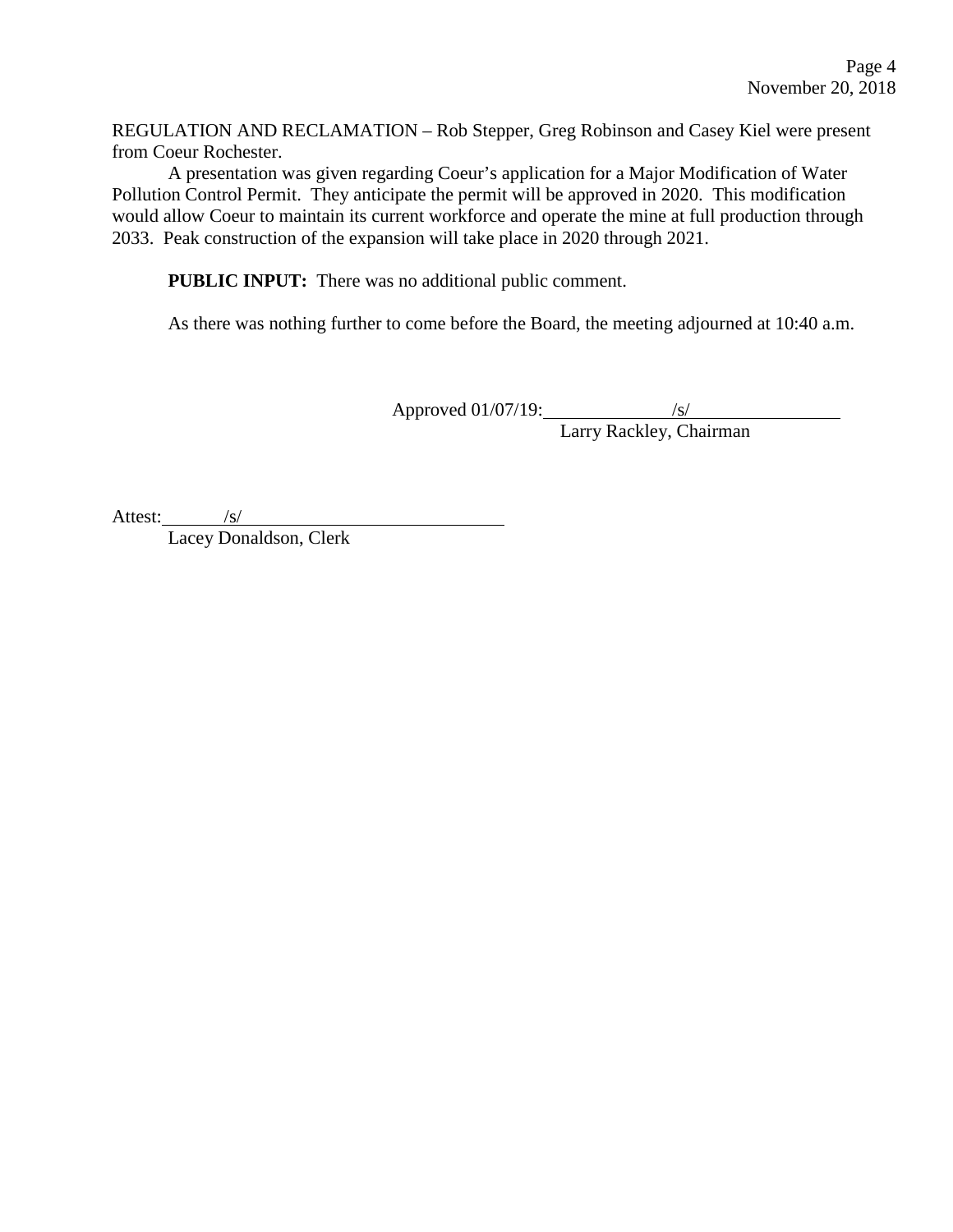REGULATION AND RECLAMATION – Rob Stepper, Greg Robinson and Casey Kiel were present from Coeur Rochester.

A presentation was given regarding Coeur's application for a Major Modification of Water Pollution Control Permit. They anticipate the permit will be approved in 2020. This modification would allow Coeur to maintain its current workforce and operate the mine at full production through 2033. Peak construction of the expansion will take place in 2020 through 2021.

**PUBLIC INPUT:** There was no additional public comment.

As there was nothing further to come before the Board, the meeting adjourned at 10:40 a.m.

Approved 01/07/19: /s/
Larry Rackley, Chairman

Attest: /s/
Lacey Donaldson, Clerk